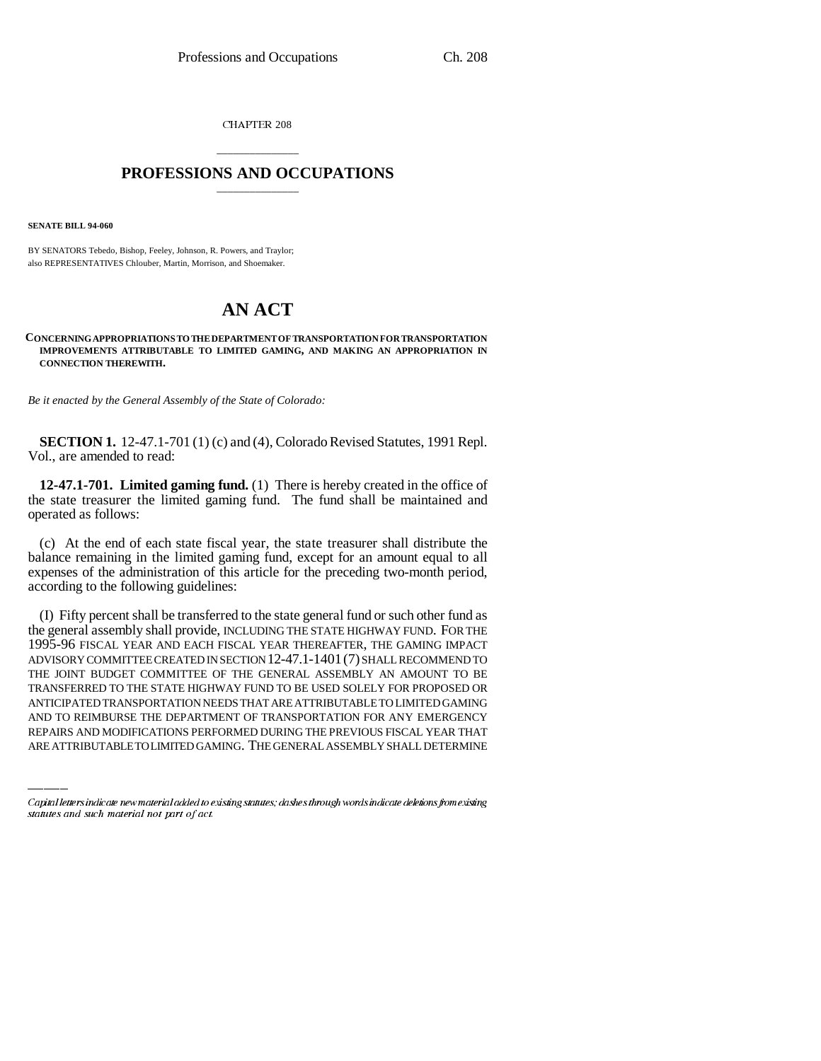CHAPTER 208

# PROFESSIONS AND OCCUPATIONS

**SENATE BILL 94-060**

BY SENATORS Tebedo, Bishop, Feeley, Johnson, R. Powers, and Traylor;
also REPRESENTATIVES Chlouber, Martin, Morrison, and Shoemaker.

# AN ACT

**CONCERNING APPROPRIATIONS TO THE DEPARTMENT OF TRANSPORTATION FOR TRANSPORTATION IMPROVEMENTS ATTRIBUTABLE TO LIMITED GAMING, AND MAKING AN APPROPRIATION IN CONNECTION THEREWITH.**

*Be it enacted by the General Assembly of the State of Colorado:*

**SECTION 1.** 12-47.1-701 (1) (c) and (4), Colorado Revised Statutes, 1991 Repl. Vol., are amended to read:

**12-47.1-701. Limited gaming fund.** (1) There is hereby created in the office of the state treasurer the limited gaming fund. The fund shall be maintained and operated as follows:

(c) At the end of each state fiscal year, the state treasurer shall distribute the balance remaining in the limited gaming fund, except for an amount equal to all expenses of the administration of this article for the preceding two-month period, according to the following guidelines:

(I) Fifty percent shall be transferred to the state general fund or such other fund as the general assembly shall provide, INCLUDING THE STATE HIGHWAY FUND. FOR THE 1995-96 FISCAL YEAR AND EACH FISCAL YEAR THEREAFTER, THE GAMING IMPACT ADVISORY COMMITTEE CREATED IN SECTION 12-47.1-1401 (7) SHALL RECOMMEND TO THE JOINT BUDGET COMMITTEE OF THE GENERAL ASSEMBLY AN AMOUNT TO BE TRANSFERRED TO THE STATE HIGHWAY FUND TO BE USED SOLELY FOR PROPOSED OR ANTICIPATED TRANSPORTATION NEEDS THAT ARE ATTRIBUTABLE TO LIMITED GAMING AND TO REIMBURSE THE DEPARTMENT OF TRANSPORTATION FOR ANY EMERGENCY REPAIRS AND MODIFICATIONS PERFORMED DURING THE PREVIOUS FISCAL YEAR THAT ARE ATTRIBUTABLE TO LIMITED GAMING. THE GENERAL ASSEMBLY SHALL DETERMINE

Capital letters indicate new material added to existing statutes; dashes through words indicate deletions from existing statutes and such material not part of act.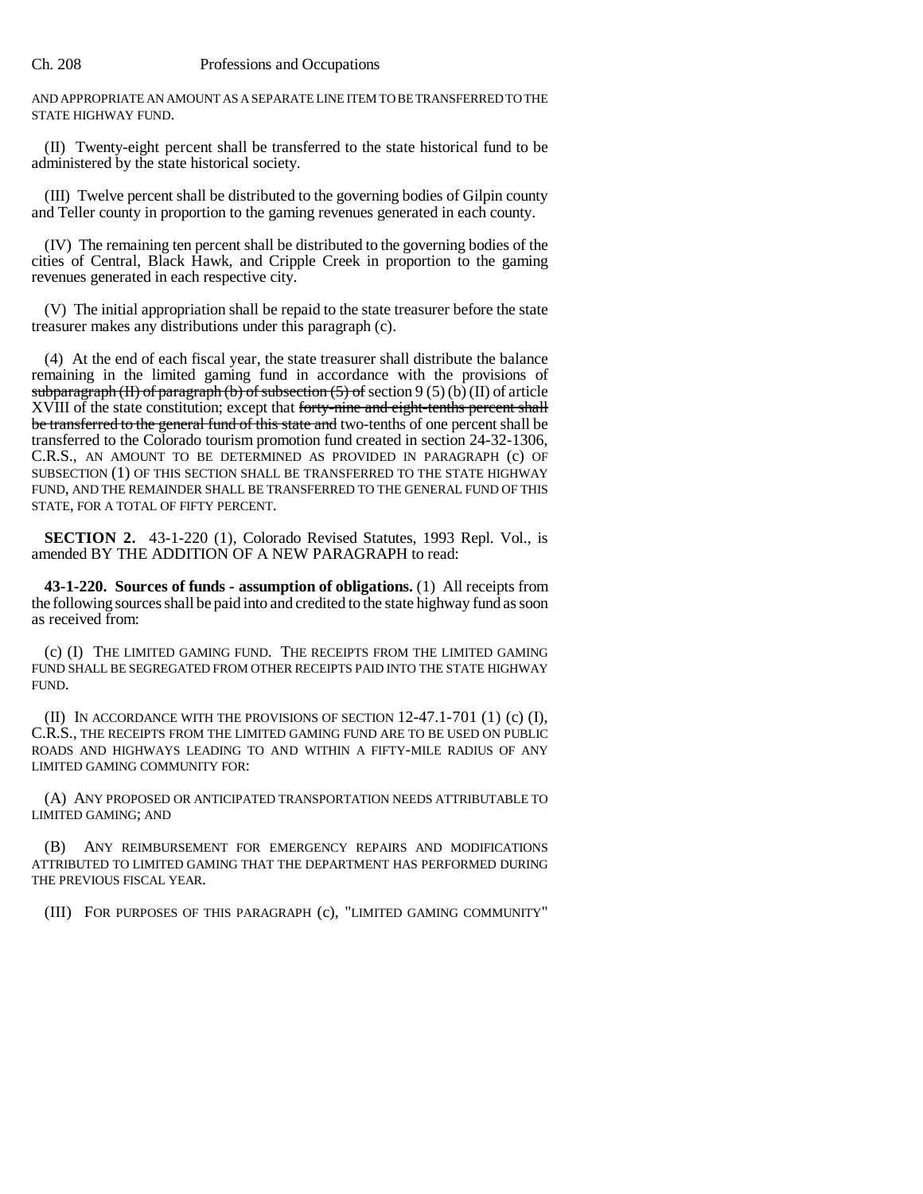AND APPROPRIATE AN AMOUNT AS A SEPARATE LINE ITEM TO BE TRANSFERRED TO THE STATE HIGHWAY FUND.

(II) Twenty-eight percent shall be transferred to the state historical fund to be administered by the state historical society.

(III) Twelve percent shall be distributed to the governing bodies of Gilpin county and Teller county in proportion to the gaming revenues generated in each county.

(IV) The remaining ten percent shall be distributed to the governing bodies of the cities of Central, Black Hawk, and Cripple Creek in proportion to the gaming revenues generated in each respective city.

(V) The initial appropriation shall be repaid to the state treasurer before the state treasurer makes any distributions under this paragraph (c).

(4) At the end of each fiscal year, the state treasurer shall distribute the balance remaining in the limited gaming fund in accordance with the provisions of ~~subparagraph (II) of paragraph (b) of subsection (5) of~~ section 9 (5) (b) (II) of article XVIII of the state constitution; except that ~~forty-nine and eight-tenths percent shall be transferred to the general fund of this state and~~ two-tenths of one percent shall be transferred to the Colorado tourism promotion fund created in section 24-32-1306, C.R.S., AN AMOUNT TO BE DETERMINED AS PROVIDED IN PARAGRAPH (c) OF SUBSECTION (1) OF THIS SECTION SHALL BE TRANSFERRED TO THE STATE HIGHWAY FUND, AND THE REMAINDER SHALL BE TRANSFERRED TO THE GENERAL FUND OF THIS STATE, FOR A TOTAL OF FIFTY PERCENT.

**SECTION 2.** 43-1-220 (1), Colorado Revised Statutes, 1993 Repl. Vol., is amended BY THE ADDITION OF A NEW PARAGRAPH to read:

**43-1-220. Sources of funds - assumption of obligations.** (1) All receipts from the following sources shall be paid into and credited to the state highway fund as soon as received from:

(c) (I) THE LIMITED GAMING FUND. THE RECEIPTS FROM THE LIMITED GAMING FUND SHALL BE SEGREGATED FROM OTHER RECEIPTS PAID INTO THE STATE HIGHWAY FUND.

(II) IN ACCORDANCE WITH THE PROVISIONS OF SECTION 12-47.1-701 (1) (c) (I), C.R.S., THE RECEIPTS FROM THE LIMITED GAMING FUND ARE TO BE USED ON PUBLIC ROADS AND HIGHWAYS LEADING TO AND WITHIN A FIFTY-MILE RADIUS OF ANY LIMITED GAMING COMMUNITY FOR:

(A) ANY PROPOSED OR ANTICIPATED TRANSPORTATION NEEDS ATTRIBUTABLE TO LIMITED GAMING; AND

(B) ANY REIMBURSEMENT FOR EMERGENCY REPAIRS AND MODIFICATIONS ATTRIBUTED TO LIMITED GAMING THAT THE DEPARTMENT HAS PERFORMED DURING THE PREVIOUS FISCAL YEAR.

(III) FOR PURPOSES OF THIS PARAGRAPH (c), "LIMITED GAMING COMMUNITY"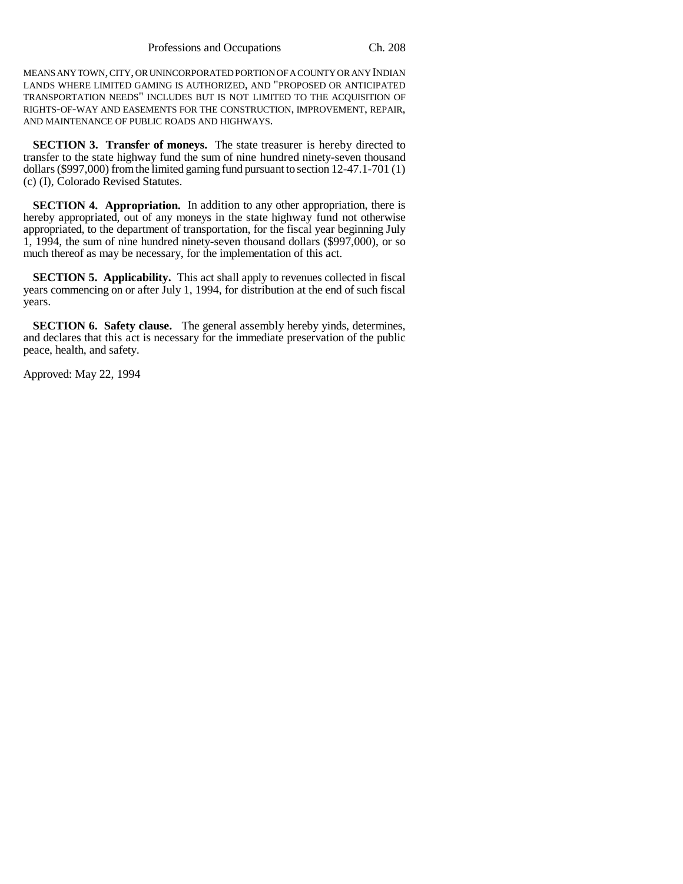MEANS ANY TOWN, CITY, OR UNINCORPORATED PORTION OF A COUNTY OR ANY INDIAN LANDS WHERE LIMITED GAMING IS AUTHORIZED, AND "PROPOSED OR ANTICIPATED TRANSPORTATION NEEDS" INCLUDES BUT IS NOT LIMITED TO THE ACQUISITION OF RIGHTS-OF-WAY AND EASEMENTS FOR THE CONSTRUCTION, IMPROVEMENT, REPAIR, AND MAINTENANCE OF PUBLIC ROADS AND HIGHWAYS.

**SECTION 3. Transfer of moneys.** The state treasurer is hereby directed to transfer to the state highway fund the sum of nine hundred ninety-seven thousand dollars ($997,000) from the limited gaming fund pursuant to section 12-47.1-701 (1) (c) (I), Colorado Revised Statutes.

**SECTION 4. Appropriation.** In addition to any other appropriation, there is hereby appropriated, out of any moneys in the state highway fund not otherwise appropriated, to the department of transportation, for the fiscal year beginning July 1, 1994, the sum of nine hundred ninety-seven thousand dollars ($997,000), or so much thereof as may be necessary, for the implementation of this act.

**SECTION 5. Applicability.** This act shall apply to revenues collected in fiscal years commencing on or after July 1, 1994, for distribution at the end of such fiscal years.

**SECTION 6. Safety clause.** The general assembly hereby yinds, determines, and declares that this act is necessary for the immediate preservation of the public peace, health, and safety.

Approved: May 22, 1994